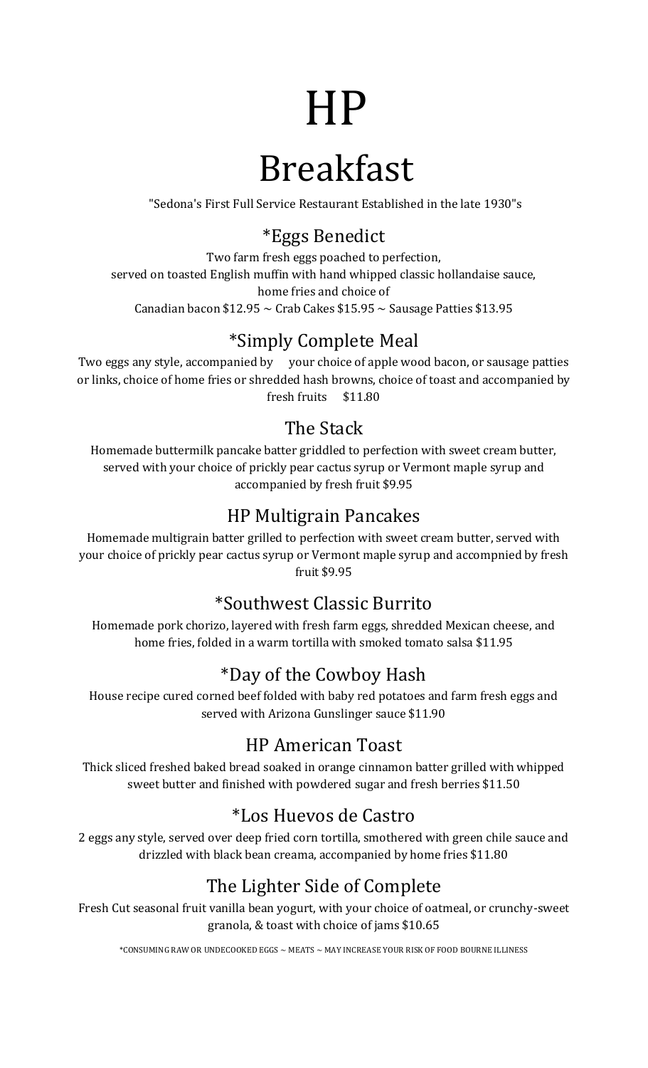# HP

# Breakfast

"Sedona's First Full Service Restaurant Established in the late 1930"s

## *Eggs Benedict

Two farm fresh eggs poached to perfection,
served on toasted English muffin with hand whipped classic hollandaise sauce,
home fries and choice of
Canadian bacon $12.95 ~ Crab Cakes $15.95 ~ Sausage Patties $13.95

## *Simply Complete Meal

Two eggs any style, accompanied by your choice of apple wood bacon, or sausage patties or links, choice of home fries or shredded hash browns, choice of toast and accompanied by fresh fruits $11.80

## The Stack

Homemade buttermilk pancake batter griddled to perfection with sweet cream butter, served with your choice of prickly pear cactus syrup or Vermont maple syrup and accompanied by fresh fruit $9.95

## HP Multigrain Pancakes

Homemade multigrain batter grilled to perfection with sweet cream butter, served with your choice of prickly pear cactus syrup or Vermont maple syrup and accompnied by fresh fruit $9.95

## *Southwest Classic Burrito

Homemade pork chorizo, layered with fresh farm eggs, shredded Mexican cheese, and home fries, folded in a warm tortilla with smoked tomato salsa $11.95

## *Day of the Cowboy Hash

House recipe cured corned beef folded with baby red potatoes and farm fresh eggs and served with Arizona Gunslinger sauce $11.90

## HP American Toast

Thick sliced freshed baked bread soaked in orange cinnamon batter grilled with whipped sweet butter and finished with powdered sugar and fresh berries $11.50

## *Los Huevos de Castro

2 eggs any style, served over deep fried corn tortilla, smothered with green chile sauce and drizzled with black bean creama, accompanied by home fries $11.80

## The Lighter Side of Complete

Fresh Cut seasonal fruit vanilla bean yogurt, with your choice of oatmeal, or crunchy-sweet granola, & toast with choice of jams $10.65

*CONSUMING RAW OR UNDECOOKED EGGS ~ MEATS ~ MAY INCREASE YOUR RISK OF FOOD BOURNE ILLINESS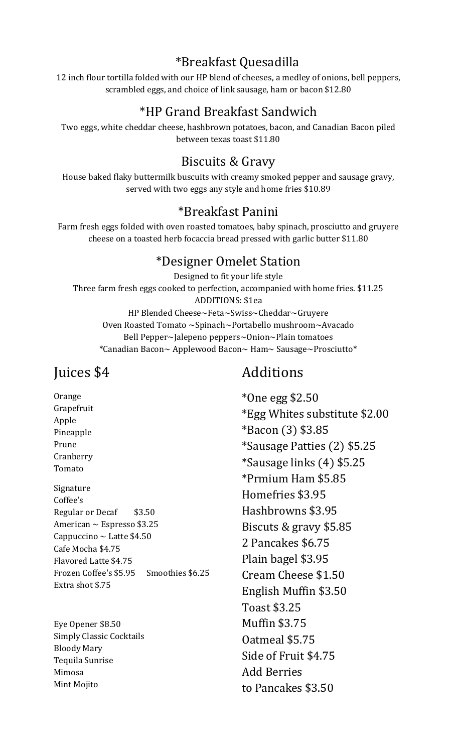## *Breakfast Quesadilla

12 inch flour tortilla folded with our HP blend of cheeses, a medley of onions, bell peppers, scrambled eggs, and choice of link sausage, ham or bacon $12.80

## *HP Grand Breakfast Sandwich

Two eggs, white cheddar cheese, hashbrown potatoes, bacon, and Canadian Bacon piled between texas toast $11.80

## Biscuits & Gravy

House baked flaky buttermilk buscuits with creamy smoked pepper and sausage gravy, served with two eggs any style and home fries $10.89

## *Breakfast Panini

Farm fresh eggs folded with oven roasted tomatoes, baby spinach, prosciutto and gruyere cheese on a toasted herb focaccia bread pressed with garlic butter $11.80

## *Designer Omelet Station

Designed to fit your life style

Three farm fresh eggs cooked to perfection, accompanied with home fries. $11.25

ADDITIONS: $1ea

HP Blended Cheese~Feta~Swiss~Cheddar~Gruyere

Oven Roasted Tomato ~Spinach~Portabello mushroom~Avacado

Bell Pepper~Jalepeno peppers~Onion~Plain tomatoes

*Canadian Bacon~ Applewood Bacon~ Ham~ Sausage~Prosciutto*

## Juices $4

Orange
Grapefruit
Apple
Pineapple
Prune
Cranberry
Tomato

Signature
Coffee's
Regular or Decaf $3.50
American ~ Espresso $3.25
Cappuccino ~ Latte $4.50
Cafe Mocha $4.75
Flavored Latte $4.75
Frozen Coffee's $5.95 Smoothies $6.25
Extra shot $.75

Eye Opener $8.50
Simply Classic Cocktails
Bloody Mary
Tequila Sunrise
Mimosa
Mint Mojito

## Additions

*One egg $2.50
*Egg Whites substitute $2.00
*Bacon (3) $3.85
*Sausage Patties (2) $5.25
*Sausage links (4) $5.25
*Prmium Ham $5.85
Homefries $3.95
Hashbrowns $3.95
Biscuts & gravy $5.85
2 Pancakes $6.75
Plain bagel $3.95
Cream Cheese $1.50
English Muffin $3.50
Toast $3.25
Muffin $3.75
Oatmeal $5.75
Side of Fruit $4.75
Add Berries
to Pancakes $3.50